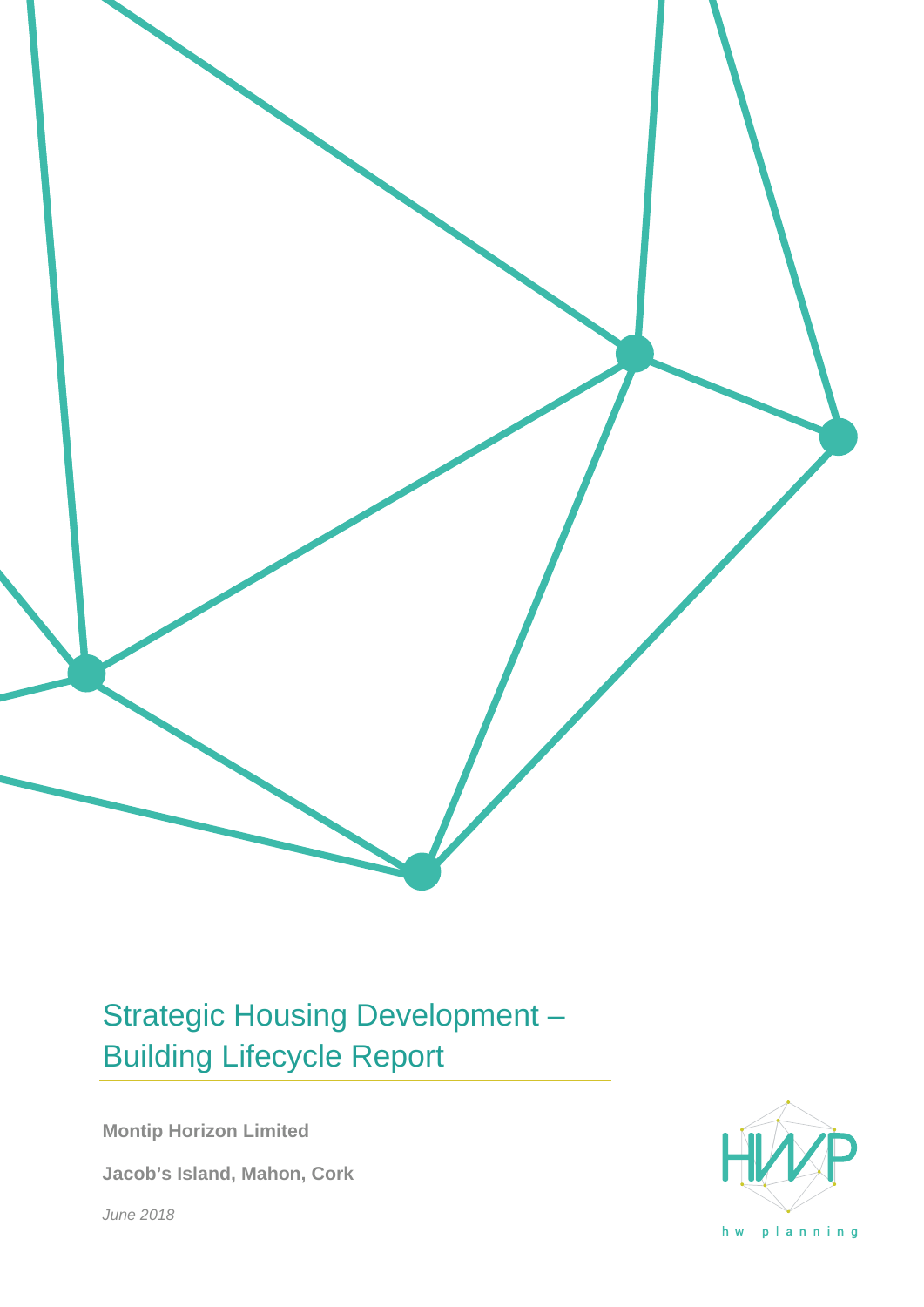# Strategic Housing Development – Building Lifecycle Report

**Montip Horizon Limited**

**Jacob's Island, Mahon, Cork**

*June 2018*

hw planning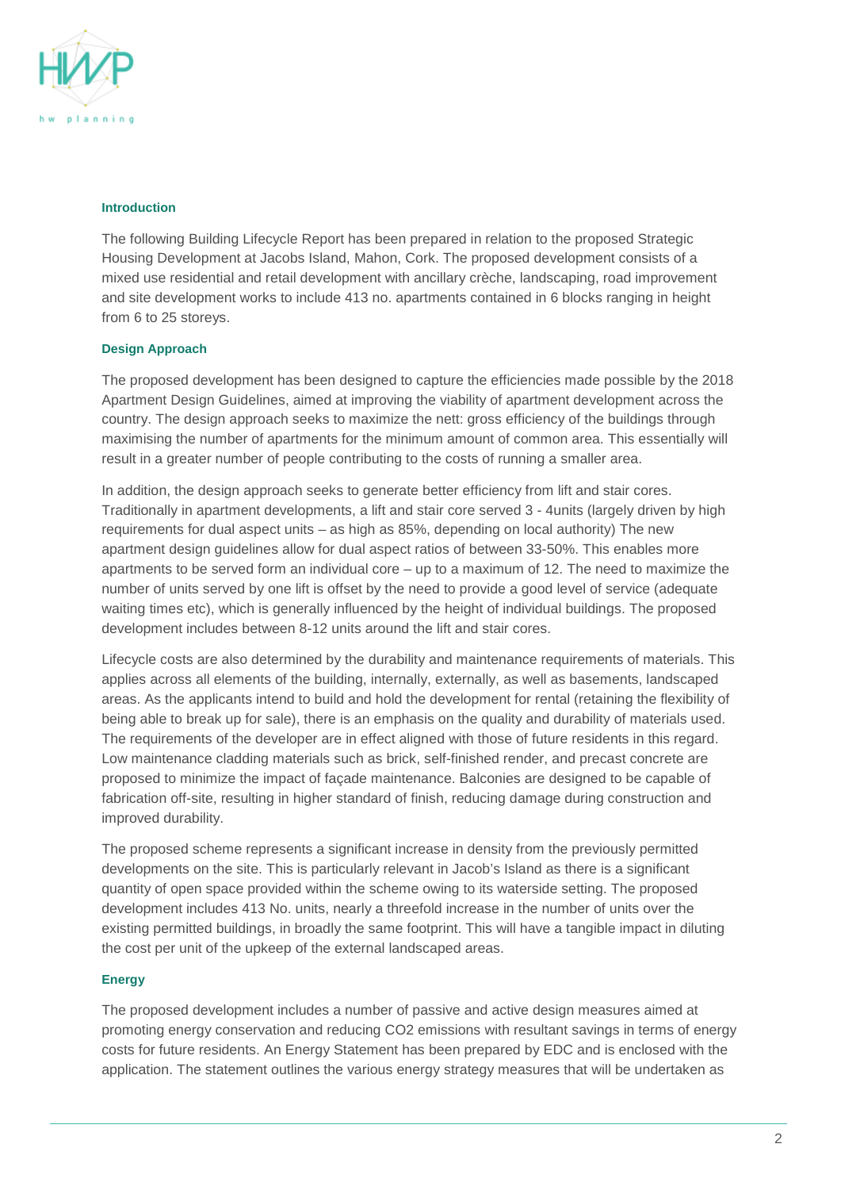## Introduction

The following Building Lifecycle Report has been prepared in relation to the proposed Strategic Housing Development at Jacobs Island, Mahon, Cork. The proposed development consists of a mixed use residential and retail development with ancillary crèche, landscaping, road improvement and site development works to include 413 no. apartments contained in 6 blocks ranging in height from 6 to 25 storeys.

## Design Approach

The proposed development has been designed to capture the efficiencies made possible by the 2018 Apartment Design Guidelines, aimed at improving the viability of apartment development across the country. The design approach seeks to maximize the nett: gross efficiency of the buildings through maximising the number of apartments for the minimum amount of common area. This essentially will result in a greater number of people contributing to the costs of running a smaller area.

In addition, the design approach seeks to generate better efficiency from lift and stair cores. Traditionally in apartment developments, a lift and stair core served 3 - 4units (largely driven by high requirements for dual aspect units – as high as 85%, depending on local authority) The new apartment design guidelines allow for dual aspect ratios of between 33-50%. This enables more apartments to be served form an individual core – up to a maximum of 12. The need to maximize the number of units served by one lift is offset by the need to provide a good level of service (adequate waiting times etc), which is generally influenced by the height of individual buildings. The proposed development includes between 8-12 units around the lift and stair cores.

Lifecycle costs are also determined by the durability and maintenance requirements of materials. This applies across all elements of the building, internally, externally, as well as basements, landscaped areas. As the applicants intend to build and hold the development for rental (retaining the flexibility of being able to break up for sale), there is an emphasis on the quality and durability of materials used. The requirements of the developer are in effect aligned with those of future residents in this regard. Low maintenance cladding materials such as brick, self-finished render, and precast concrete are proposed to minimize the impact of façade maintenance. Balconies are designed to be capable of fabrication off-site, resulting in higher standard of finish, reducing damage during construction and improved durability.

The proposed scheme represents a significant increase in density from the previously permitted developments on the site. This is particularly relevant in Jacob's Island as there is a significant quantity of open space provided within the scheme owing to its waterside setting. The proposed development includes 413 No. units, nearly a threefold increase in the number of units over the existing permitted buildings, in broadly the same footprint. This will have a tangible impact in diluting the cost per unit of the upkeep of the external landscaped areas.

## Energy

The proposed development includes a number of passive and active design measures aimed at promoting energy conservation and reducing $CO_2$ emissions with resultant savings in terms of energy costs for future residents. An Energy Statement has been prepared by EDC and is enclosed with the application. The statement outlines the various energy strategy measures that will be undertaken as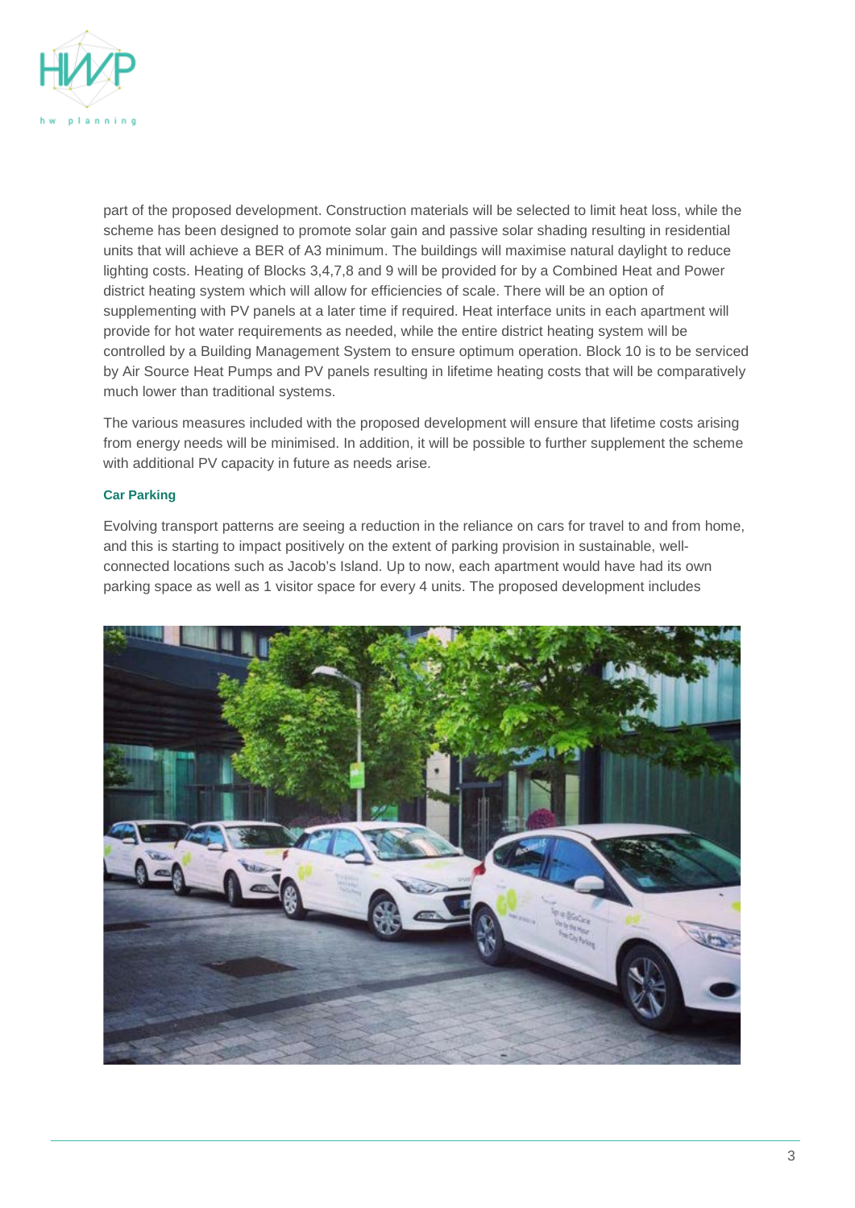part of the proposed development. Construction materials will be selected to limit heat loss, while the scheme has been designed to promote solar gain and passive solar shading resulting in residential units that will achieve a BER of A3 minimum. The buildings will maximise natural daylight to reduce lighting costs. Heating of Blocks 3,4,7,8 and 9 will be provided for by a Combined Heat and Power district heating system which will allow for efficiencies of scale. There will be an option of supplementing with PV panels at a later time if required. Heat interface units in each apartment will provide for hot water requirements as needed, while the entire district heating system will be controlled by a Building Management System to ensure optimum operation. Block 10 is to be serviced by Air Source Heat Pumps and PV panels resulting in lifetime heating costs that will be comparatively much lower than traditional systems.

The various measures included with the proposed development will ensure that lifetime costs arising from energy needs will be minimised. In addition, it will be possible to further supplement the scheme with additional PV capacity in future as needs arise.

#### Car Parking

Evolving transport patterns are seeing a reduction in the reliance on cars for travel to and from home, and this is starting to impact positively on the extent of parking provision in sustainable, well-connected locations such as Jacob's Island. Up to now, each apartment would have had its own parking space as well as 1 visitor space for every 4 units. The proposed development includes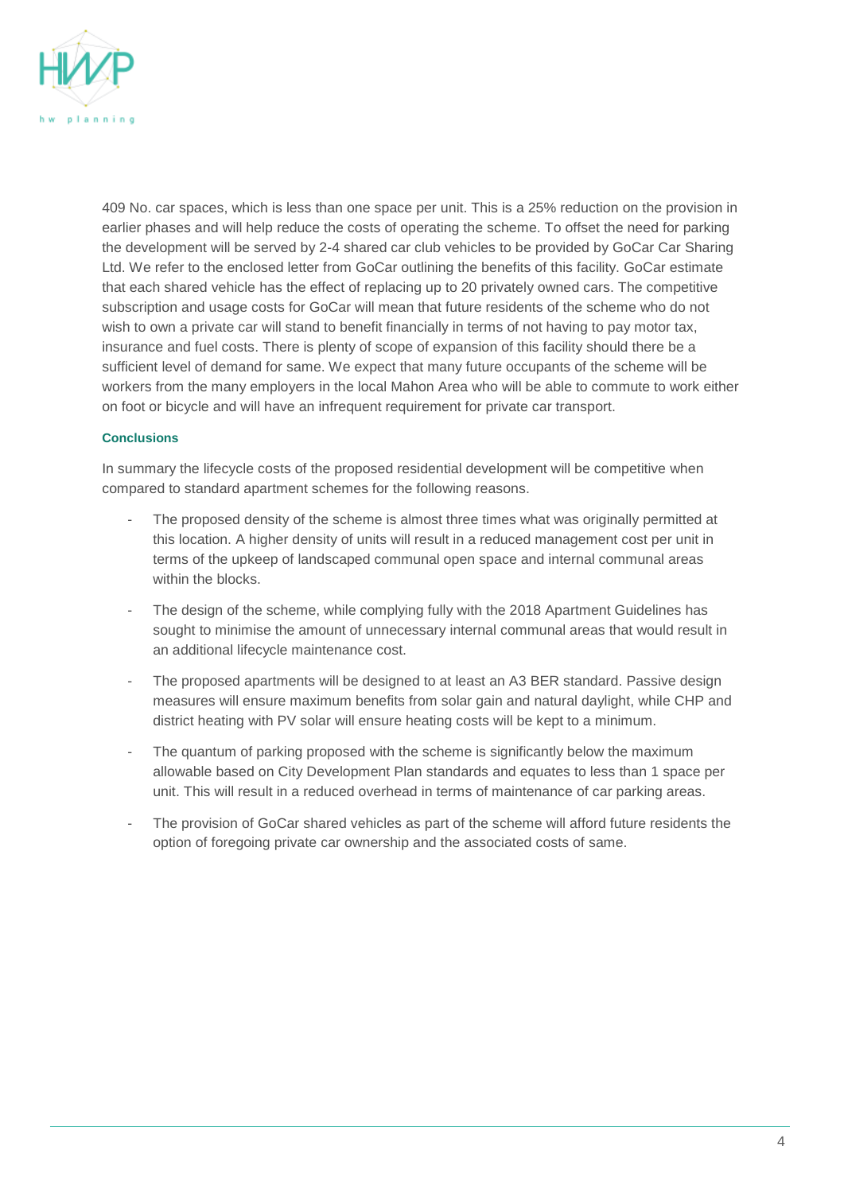409 No. car spaces, which is less than one space per unit. This is a 25% reduction on the provision in earlier phases and will help reduce the costs of operating the scheme. To offset the need for parking the development will be served by 2-4 shared car club vehicles to be provided by GoCar Car Sharing Ltd. We refer to the enclosed letter from GoCar outlining the benefits of this facility. GoCar estimate that each shared vehicle has the effect of replacing up to 20 privately owned cars. The competitive subscription and usage costs for GoCar will mean that future residents of the scheme who do not wish to own a private car will stand to benefit financially in terms of not having to pay motor tax, insurance and fuel costs. There is plenty of scope of expansion of this facility should there be a sufficient level of demand for same. We expect that many future occupants of the scheme will be workers from the many employers in the local Mahon Area who will be able to commute to work either on foot or bicycle and will have an infrequent requirement for private car transport.

#### Conclusions

In summary the lifecycle costs of the proposed residential development will be competitive when compared to standard apartment schemes for the following reasons.

- The proposed density of the scheme is almost three times what was originally permitted at this location. A higher density of units will result in a reduced management cost per unit in terms of the upkeep of landscaped communal open space and internal communal areas within the blocks.
- The design of the scheme, while complying fully with the 2018 Apartment Guidelines has sought to minimise the amount of unnecessary internal communal areas that would result in an additional lifecycle maintenance cost.
- The proposed apartments will be designed to at least an A3 BER standard. Passive design measures will ensure maximum benefits from solar gain and natural daylight, while CHP and district heating with PV solar will ensure heating costs will be kept to a minimum.
- The quantum of parking proposed with the scheme is significantly below the maximum allowable based on City Development Plan standards and equates to less than 1 space per unit. This will result in a reduced overhead in terms of maintenance of car parking areas.
- The provision of GoCar shared vehicles as part of the scheme will afford future residents the option of foregoing private car ownership and the associated costs of same.